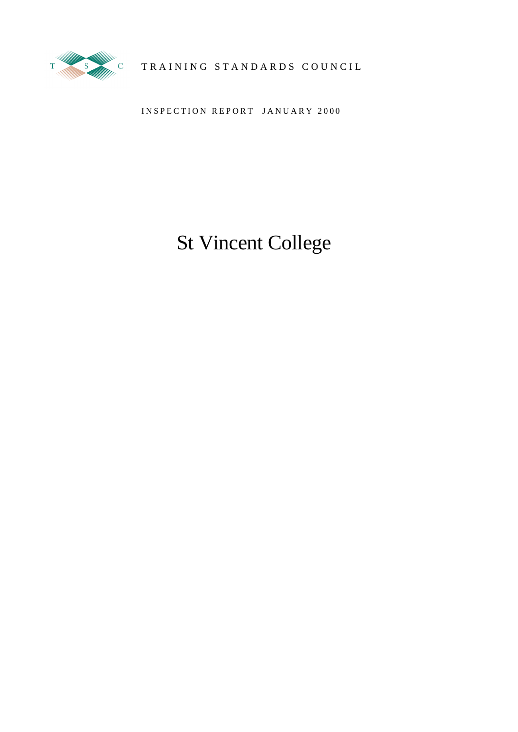TRAINING STANDARDS COUNCIL

INSPECTION REPORT JANUARY 2000

# St Vincent College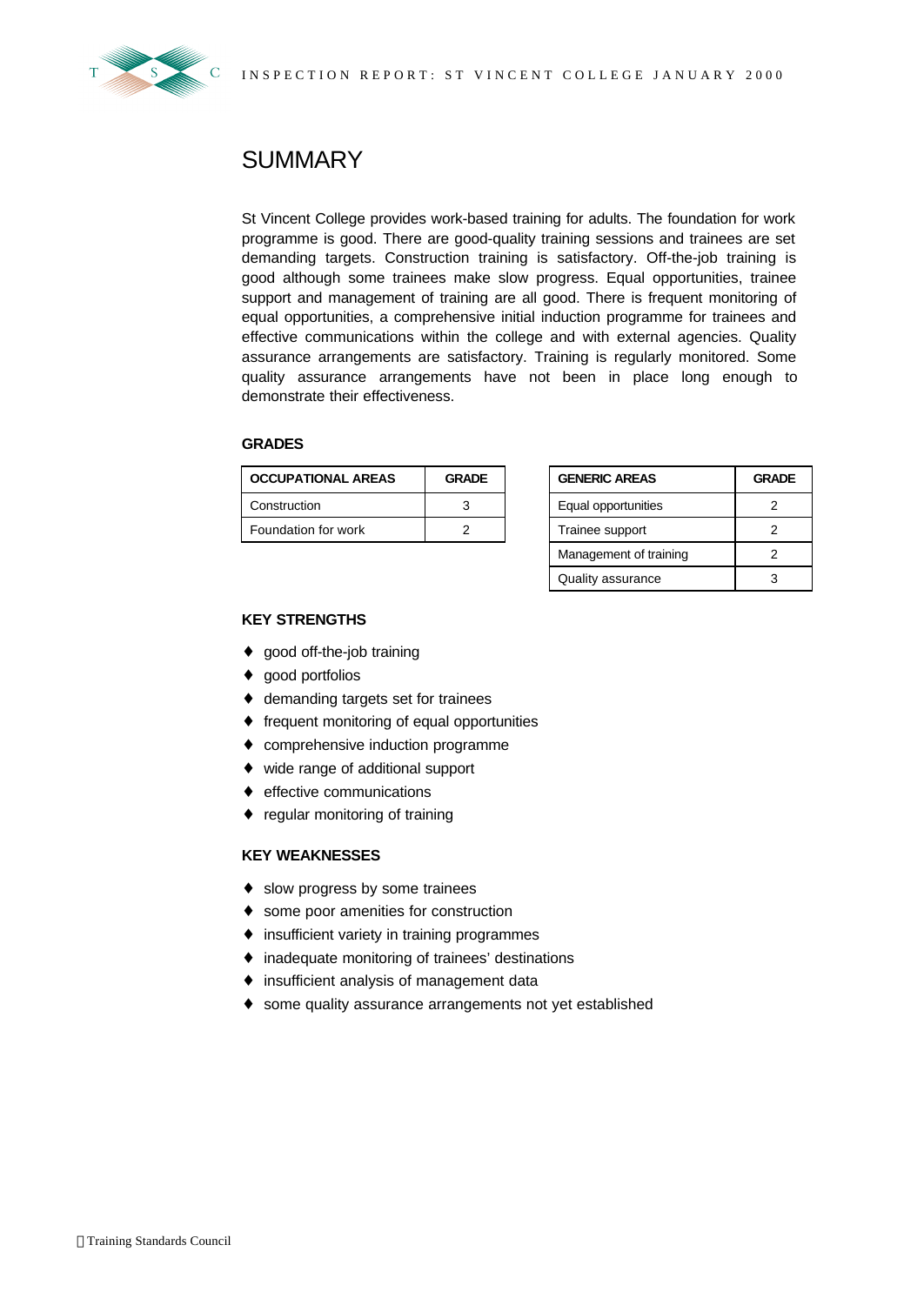# SUMMARY

St Vincent College provides work-based training for adults. The foundation for work programme is good. There are good-quality training sessions and trainees are set demanding targets. Construction training is satisfactory. Off-the-job training is good although some trainees make slow progress. Equal opportunities, trainee support and management of training are all good. There is frequent monitoring of equal opportunities, a comprehensive initial induction programme for trainees and effective communications within the college and with external agencies. Quality assurance arrangements are satisfactory. Training is regularly monitored. Some quality assurance arrangements have not been in place long enough to demonstrate their effectiveness.

### GRADES

| OCCUPATIONAL AREAS | GRADE |
|---|---|
| Construction | 3 |
| Foundation for work | 2 |

| GENERIC AREAS | GRADE |
|---|---|
| Equal opportunities | 2 |
| Trainee support | 2 |
| Management of training | 2 |
| Quality assurance | 3 |

### KEY STRENGTHS

- good off-the-job training
- good portfolios
- demanding targets set for trainees
- frequent monitoring of equal opportunities
- comprehensive induction programme
- wide range of additional support
- effective communications
- regular monitoring of training

### KEY WEAKNESSES

- slow progress by some trainees
- some poor amenities for construction
- insufficient variety in training programmes
- inadequate monitoring of trainees' destinations
- insufficient analysis of management data
- some quality assurance arrangements not yet established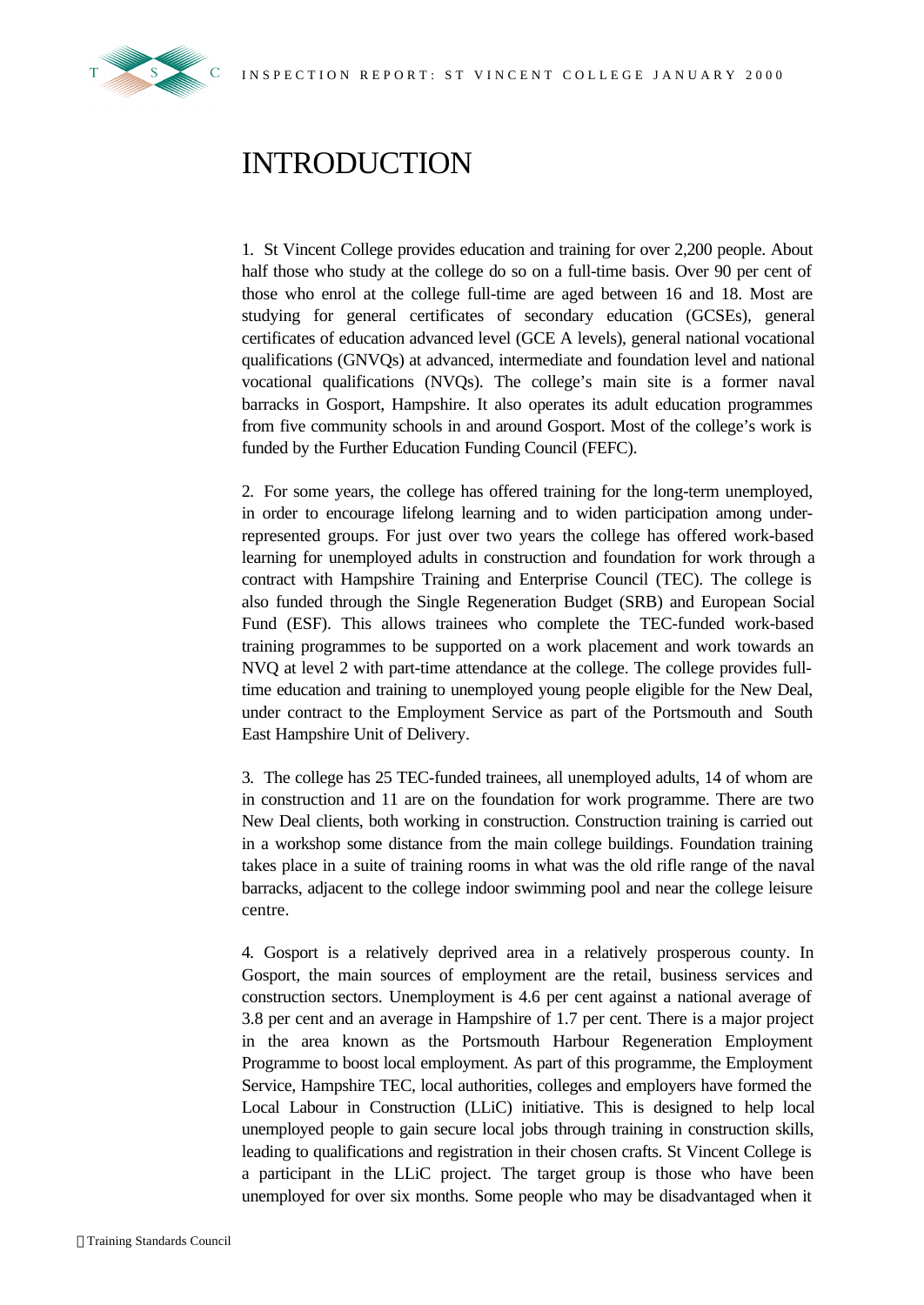# INTRODUCTION

1. St Vincent College provides education and training for over 2,200 people. About half those who study at the college do so on a full-time basis. Over 90 per cent of those who enrol at the college full-time are aged between 16 and 18. Most are studying for general certificates of secondary education (GCSEs), general certificates of education advanced level (GCE A levels), general national vocational qualifications (GNVQs) at advanced, intermediate and foundation level and national vocational qualifications (NVQs). The college's main site is a former naval barracks in Gosport, Hampshire. It also operates its adult education programmes from five community schools in and around Gosport. Most of the college's work is funded by the Further Education Funding Council (FEFC).

2. For some years, the college has offered training for the long-term unemployed, in order to encourage lifelong learning and to widen participation among under-represented groups. For just over two years the college has offered work-based learning for unemployed adults in construction and foundation for work through a contract with Hampshire Training and Enterprise Council (TEC). The college is also funded through the Single Regeneration Budget (SRB) and European Social Fund (ESF). This allows trainees who complete the TEC-funded work-based training programmes to be supported on a work placement and work towards an NVQ at level 2 with part-time attendance at the college. The college provides full-time education and training to unemployed young people eligible for the New Deal, under contract to the Employment Service as part of the Portsmouth and South East Hampshire Unit of Delivery.

3. The college has 25 TEC-funded trainees, all unemployed adults, 14 of whom are in construction and 11 are on the foundation for work programme. There are two New Deal clients, both working in construction. Construction training is carried out in a workshop some distance from the main college buildings. Foundation training takes place in a suite of training rooms in what was the old rifle range of the naval barracks, adjacent to the college indoor swimming pool and near the college leisure centre.

4. Gosport is a relatively deprived area in a relatively prosperous county. In Gosport, the main sources of employment are the retail, business services and construction sectors. Unemployment is 4.6 per cent against a national average of 3.8 per cent and an average in Hampshire of 1.7 per cent. There is a major project in the area known as the Portsmouth Harbour Regeneration Employment Programme to boost local employment. As part of this programme, the Employment Service, Hampshire TEC, local authorities, colleges and employers have formed the Local Labour in Construction (LLiC) initiative. This is designed to help local unemployed people to gain secure local jobs through training in construction skills, leading to qualifications and registration in their chosen crafts. St Vincent College is a participant in the LLiC project. The target group is those who have been unemployed for over six months. Some people who may be disadvantaged when it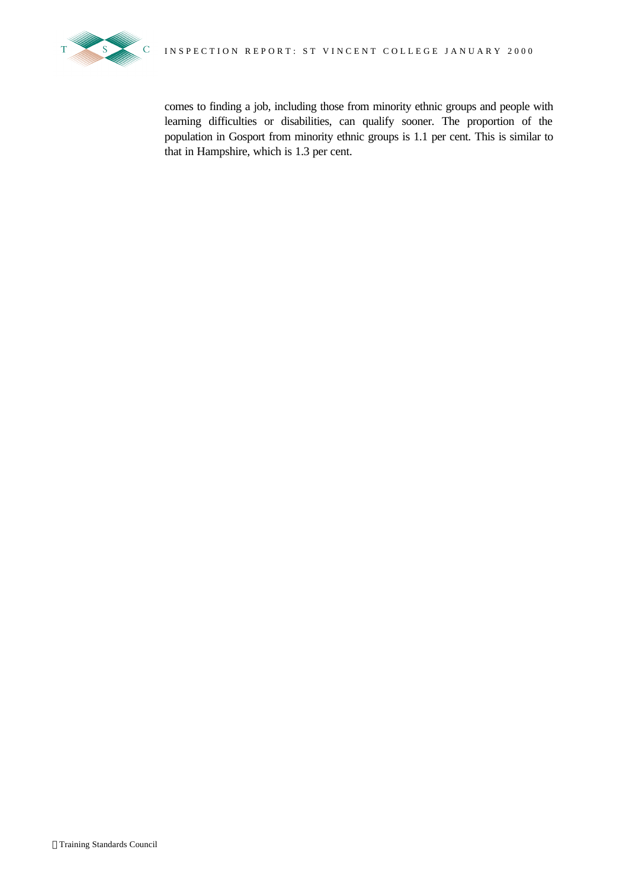comes to finding a job, including those from minority ethnic groups and people with learning difficulties or disabilities, can qualify sooner. The proportion of the population in Gosport from minority ethnic groups is 1.1 per cent. This is similar to that in Hampshire, which is 1.3 per cent.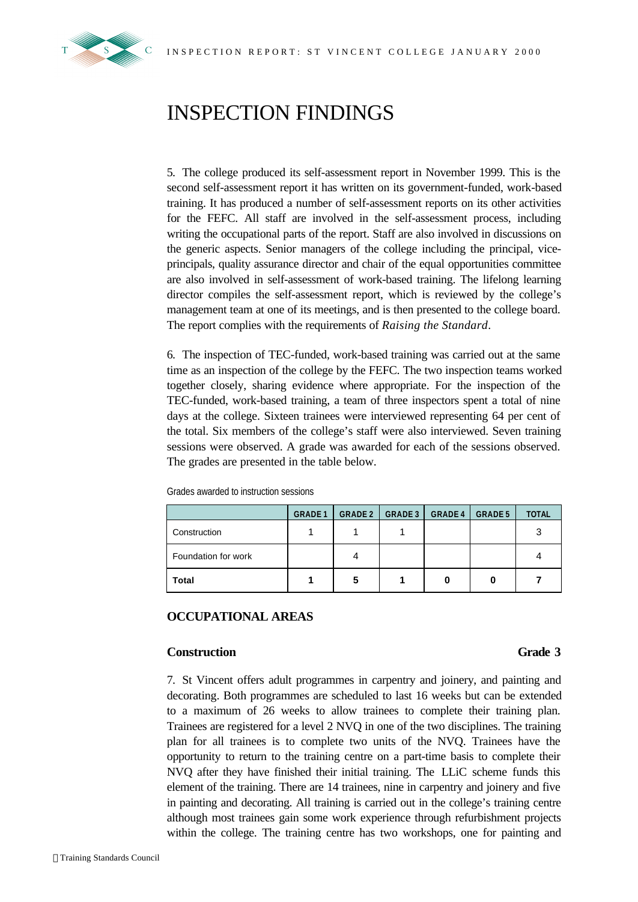# INSPECTION FINDINGS

5. The college produced its self-assessment report in November 1999. This is the second self-assessment report it has written on its government-funded, work-based training. It has produced a number of self-assessment reports on its other activities for the FEFC. All staff are involved in the self-assessment process, including writing the occupational parts of the report. Staff are also involved in discussions on the generic aspects. Senior managers of the college including the principal, vice-principals, quality assurance director and chair of the equal opportunities committee are also involved in self-assessment of work-based training. The lifelong learning director compiles the self-assessment report, which is reviewed by the college's management team at one of its meetings, and is then presented to the college board. The report complies with the requirements of *Raising the Standard*.

6. The inspection of TEC-funded, work-based training was carried out at the same time as an inspection of the college by the FEFC. The two inspection teams worked together closely, sharing evidence where appropriate. For the inspection of the TEC-funded, work-based training, a team of three inspectors spent a total of nine days at the college. Sixteen trainees were interviewed representing 64 per cent of the total. Six members of the college's staff were also interviewed. Seven training sessions were observed. A grade was awarded for each of the sessions observed. The grades are presented in the table below.

Grades awarded to instruction sessions

| | GRADE 1 | GRADE 2 | GRADE 3 | GRADE 4 | GRADE 5 | TOTAL |
|---|---|---|---|---|---|---|
| Construction | 1 | 1 | 1 | | | 3 |
| Foundation for work | | 4 | | | | 4 |
| **Total** | **1** | **5** | **1** | **0** | **0** | **7** |

## OCCUPATIONAL AREAS

### Construction — Grade 3

7. St Vincent offers adult programmes in carpentry and joinery, and painting and decorating. Both programmes are scheduled to last 16 weeks but can be extended to a maximum of 26 weeks to allow trainees to complete their training plan. Trainees are registered for a level 2 NVQ in one of the two disciplines. The training plan for all trainees is to complete two units of the NVQ. Trainees have the opportunity to return to the training centre on a part-time basis to complete their NVQ after they have finished their initial training. The LLiC scheme funds this element of the training. There are 14 trainees, nine in carpentry and joinery and five in painting and decorating. All training is carried out in the college's training centre although most trainees gain some work experience through refurbishment projects within the college. The training centre has two workshops, one for painting and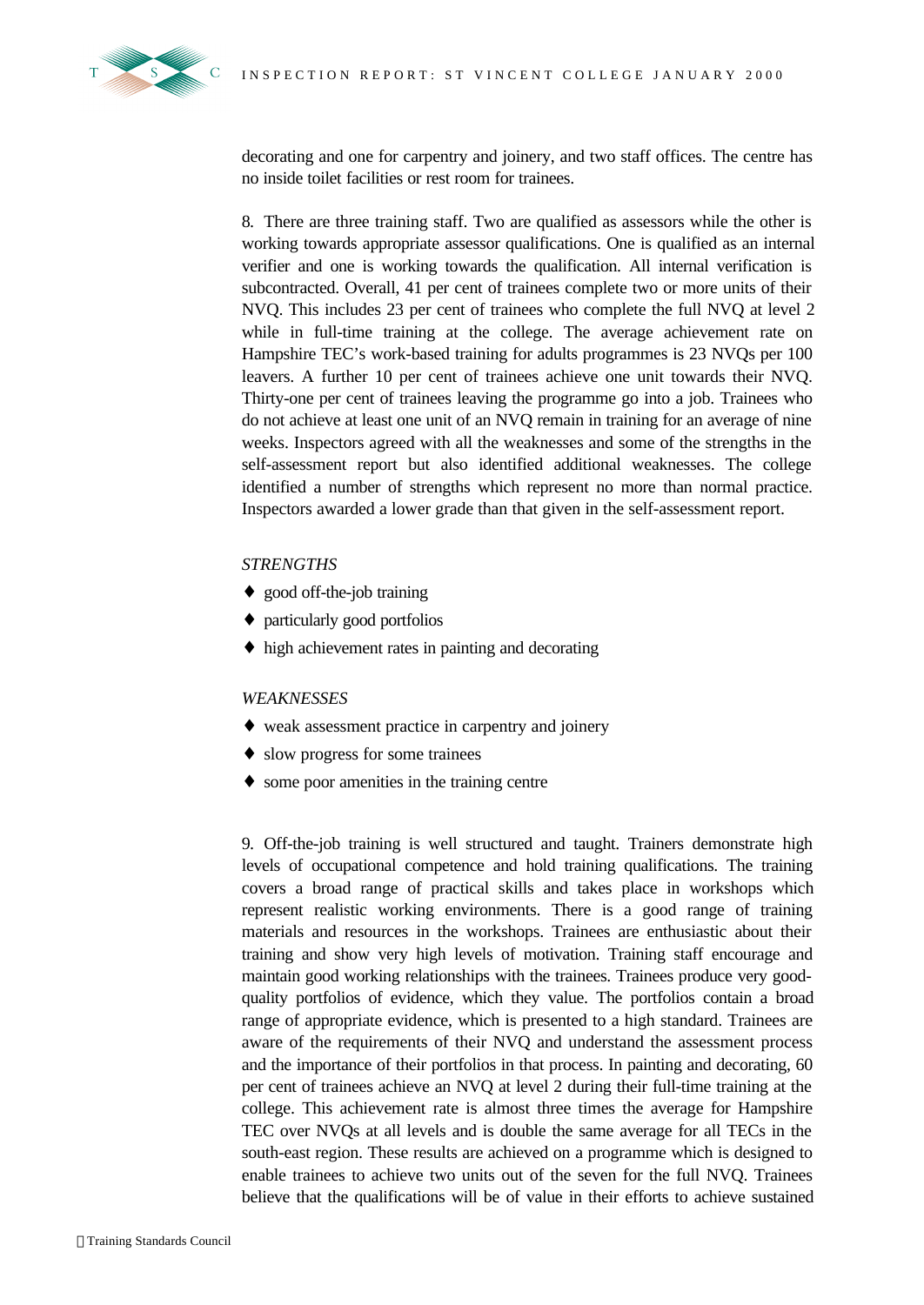decorating and one for carpentry and joinery, and two staff offices. The centre has no inside toilet facilities or rest room for trainees.

8. There are three training staff. Two are qualified as assessors while the other is working towards appropriate assessor qualifications. One is qualified as an internal verifier and one is working towards the qualification. All internal verification is subcontracted. Overall, 41 per cent of trainees complete two or more units of their NVQ. This includes 23 per cent of trainees who complete the full NVQ at level 2 while in full-time training at the college. The average achievement rate on Hampshire TEC's work-based training for adults programmes is 23 NVQs per 100 leavers. A further 10 per cent of trainees achieve one unit towards their NVQ. Thirty-one per cent of trainees leaving the programme go into a job. Trainees who do not achieve at least one unit of an NVQ remain in training for an average of nine weeks. Inspectors agreed with all the weaknesses and some of the strengths in the self-assessment report but also identified additional weaknesses. The college identified a number of strengths which represent no more than normal practice. Inspectors awarded a lower grade than that given in the self-assessment report.

*STRENGTHS*

- good off-the-job training
- particularly good portfolios
- high achievement rates in painting and decorating

*WEAKNESSES*

- weak assessment practice in carpentry and joinery
- slow progress for some trainees
- some poor amenities in the training centre

9. Off-the-job training is well structured and taught. Trainers demonstrate high levels of occupational competence and hold training qualifications. The training covers a broad range of practical skills and takes place in workshops which represent realistic working environments. There is a good range of training materials and resources in the workshops. Trainees are enthusiastic about their training and show very high levels of motivation. Training staff encourage and maintain good working relationships with the trainees. Trainees produce very good-quality portfolios of evidence, which they value. The portfolios contain a broad range of appropriate evidence, which is presented to a high standard. Trainees are aware of the requirements of their NVQ and understand the assessment process and the importance of their portfolios in that process. In painting and decorating, 60 per cent of trainees achieve an NVQ at level 2 during their full-time training at the college. This achievement rate is almost three times the average for Hampshire TEC over NVQs at all levels and is double the same average for all TECs in the south-east region. These results are achieved on a programme which is designed to enable trainees to achieve two units out of the seven for the full NVQ. Trainees believe that the qualifications will be of value in their efforts to achieve sustained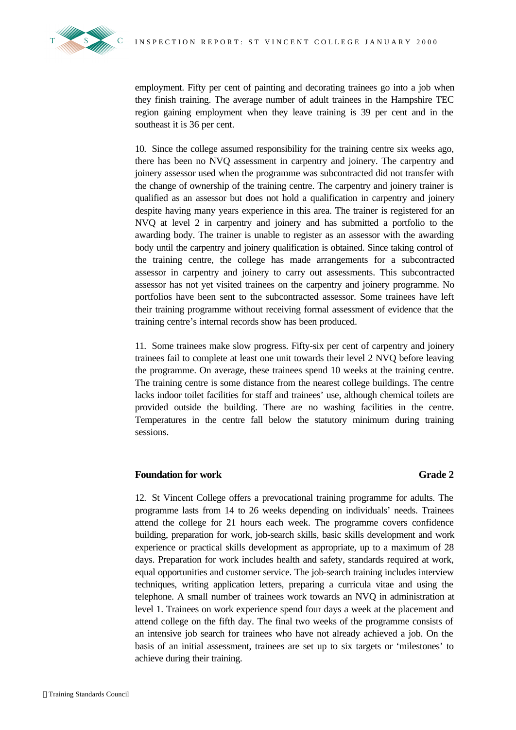employment. Fifty per cent of painting and decorating trainees go into a job when they finish training. The average number of adult trainees in the Hampshire TEC region gaining employment when they leave training is 39 per cent and in the southeast it is 36 per cent.

10. Since the college assumed responsibility for the training centre six weeks ago, there has been no NVQ assessment in carpentry and joinery. The carpentry and joinery assessor used when the programme was subcontracted did not transfer with the change of ownership of the training centre. The carpentry and joinery trainer is qualified as an assessor but does not hold a qualification in carpentry and joinery despite having many years experience in this area. The trainer is registered for an NVQ at level 2 in carpentry and joinery and has submitted a portfolio to the awarding body. The trainer is unable to register as an assessor with the awarding body until the carpentry and joinery qualification is obtained. Since taking control of the training centre, the college has made arrangements for a subcontracted assessor in carpentry and joinery to carry out assessments. This subcontracted assessor has not yet visited trainees on the carpentry and joinery programme. No portfolios have been sent to the subcontracted assessor. Some trainees have left their training programme without receiving formal assessment of evidence that the training centre's internal records show has been produced.

11. Some trainees make slow progress. Fifty-six per cent of carpentry and joinery trainees fail to complete at least one unit towards their level 2 NVQ before leaving the programme. On average, these trainees spend 10 weeks at the training centre. The training centre is some distance from the nearest college buildings. The centre lacks indoor toilet facilities for staff and trainees' use, although chemical toilets are provided outside the building. There are no washing facilities in the centre. Temperatures in the centre fall below the statutory minimum during training sessions.

### Foundation for work — Grade 2

12. St Vincent College offers a prevocational training programme for adults. The programme lasts from 14 to 26 weeks depending on individuals' needs. Trainees attend the college for 21 hours each week. The programme covers confidence building, preparation for work, job-search skills, basic skills development and work experience or practical skills development as appropriate, up to a maximum of 28 days. Preparation for work includes health and safety, standards required at work, equal opportunities and customer service. The job-search training includes interview techniques, writing application letters, preparing a curricula vitae and using the telephone. A small number of trainees work towards an NVQ in administration at level 1. Trainees on work experience spend four days a week at the placement and attend college on the fifth day. The final two weeks of the programme consists of an intensive job search for trainees who have not already achieved a job. On the basis of an initial assessment, trainees are set up to six targets or 'milestones' to achieve during their training.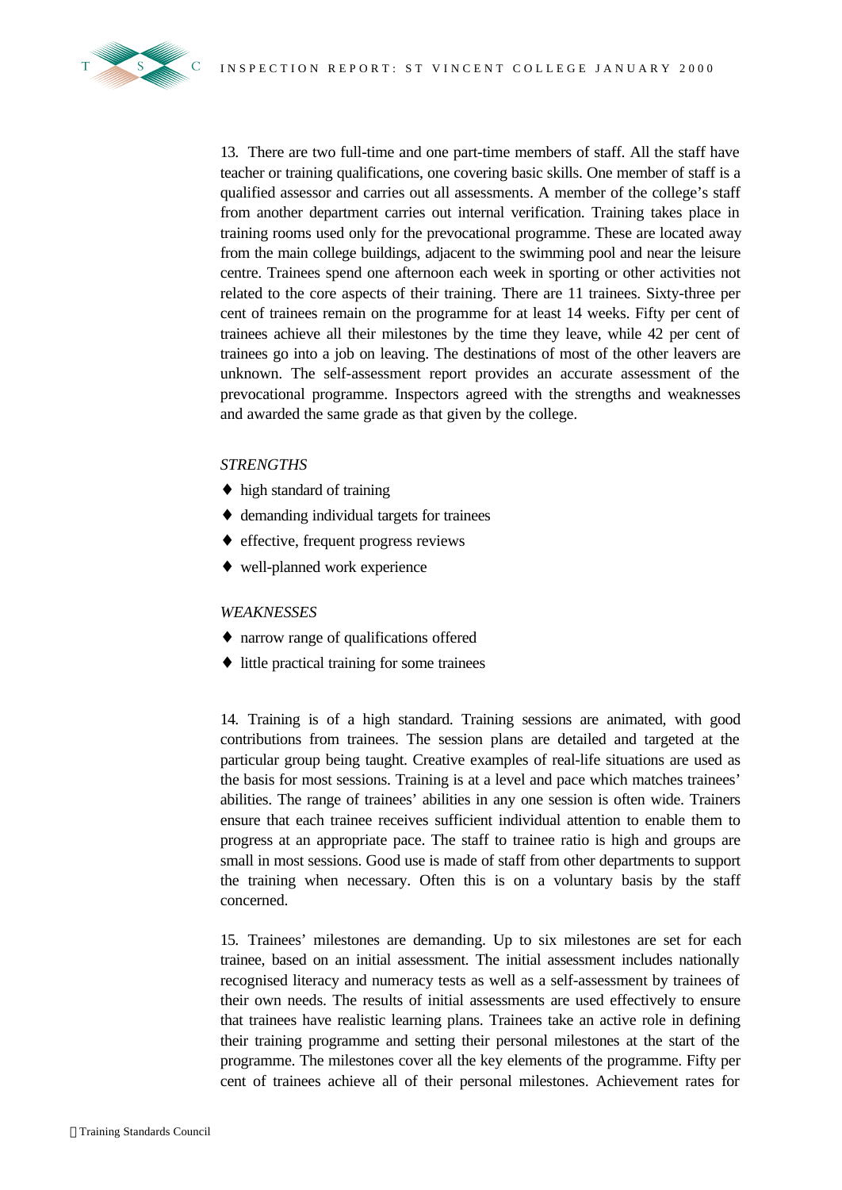13. There are two full-time and one part-time members of staff. All the staff have teacher or training qualifications, one covering basic skills. One member of staff is a qualified assessor and carries out all assessments. A member of the college's staff from another department carries out internal verification. Training takes place in training rooms used only for the prevocational programme. These are located away from the main college buildings, adjacent to the swimming pool and near the leisure centre. Trainees spend one afternoon each week in sporting or other activities not related to the core aspects of their training. There are 11 trainees. Sixty-three per cent of trainees remain on the programme for at least 14 weeks. Fifty per cent of trainees achieve all their milestones by the time they leave, while 42 per cent of trainees go into a job on leaving. The destinations of most of the other leavers are unknown. The self-assessment report provides an accurate assessment of the prevocational programme. Inspectors agreed with the strengths and weaknesses and awarded the same grade as that given by the college.

*STRENGTHS*

- high standard of training
- demanding individual targets for trainees
- effective, frequent progress reviews
- well-planned work experience

*WEAKNESSES*

- narrow range of qualifications offered
- little practical training for some trainees

14. Training is of a high standard. Training sessions are animated, with good contributions from trainees. The session plans are detailed and targeted at the particular group being taught. Creative examples of real-life situations are used as the basis for most sessions. Training is at a level and pace which matches trainees' abilities. The range of trainees' abilities in any one session is often wide. Trainers ensure that each trainee receives sufficient individual attention to enable them to progress at an appropriate pace. The staff to trainee ratio is high and groups are small in most sessions. Good use is made of staff from other departments to support the training when necessary. Often this is on a voluntary basis by the staff concerned.

15. Trainees' milestones are demanding. Up to six milestones are set for each trainee, based on an initial assessment. The initial assessment includes nationally recognised literacy and numeracy tests as well as a self-assessment by trainees of their own needs. The results of initial assessments are used effectively to ensure that trainees have realistic learning plans. Trainees take an active role in defining their training programme and setting their personal milestones at the start of the programme. The milestones cover all the key elements of the programme. Fifty per cent of trainees achieve all of their personal milestones. Achievement rates for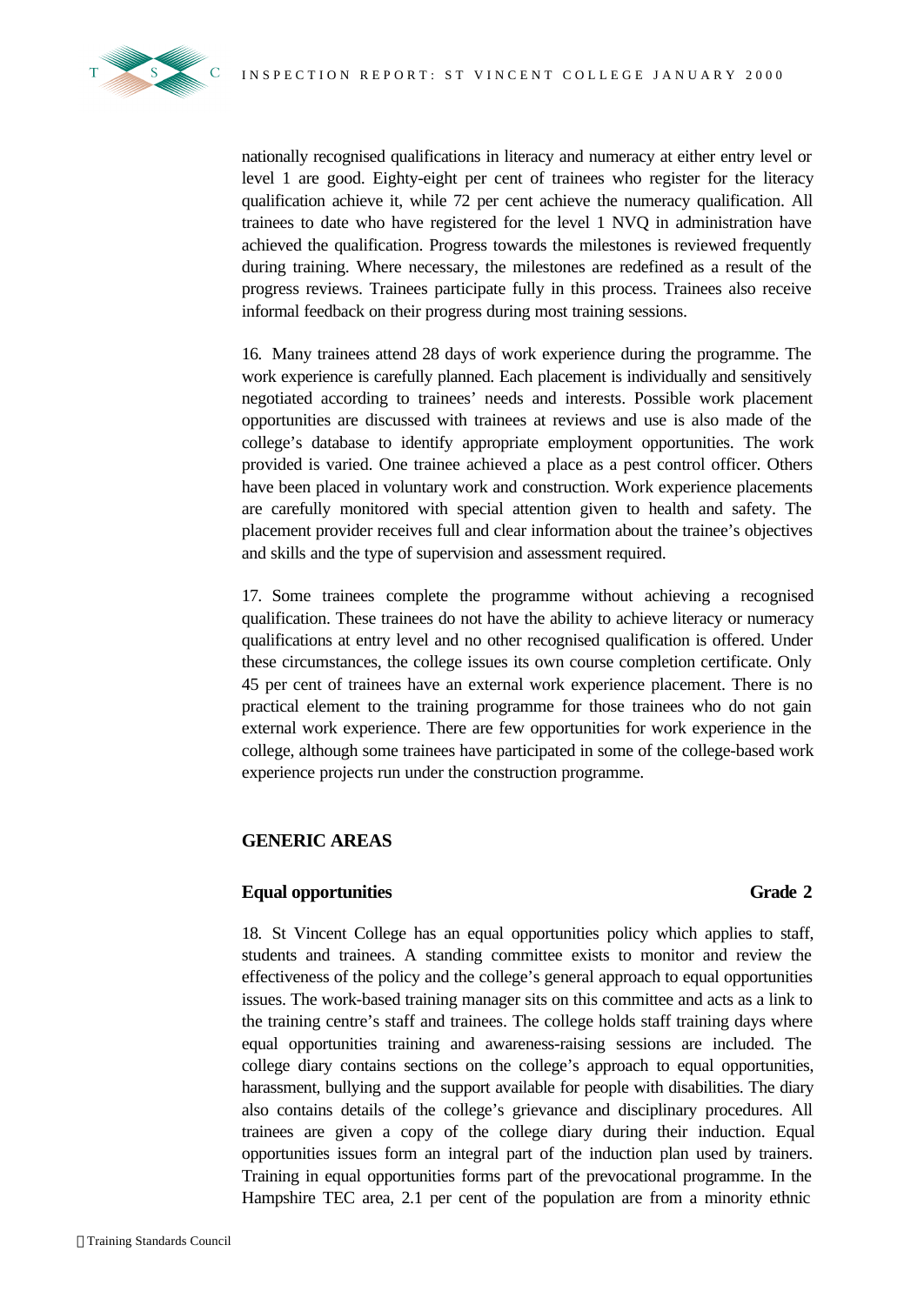nationally recognised qualifications in literacy and numeracy at either entry level or level 1 are good. Eighty-eight per cent of trainees who register for the literacy qualification achieve it, while 72 per cent achieve the numeracy qualification. All trainees to date who have registered for the level 1 NVQ in administration have achieved the qualification. Progress towards the milestones is reviewed frequently during training. Where necessary, the milestones are redefined as a result of the progress reviews. Trainees participate fully in this process. Trainees also receive informal feedback on their progress during most training sessions.

16. Many trainees attend 28 days of work experience during the programme. The work experience is carefully planned. Each placement is individually and sensitively negotiated according to trainees' needs and interests. Possible work placement opportunities are discussed with trainees at reviews and use is also made of the college's database to identify appropriate employment opportunities. The work provided is varied. One trainee achieved a place as a pest control officer. Others have been placed in voluntary work and construction. Work experience placements are carefully monitored with special attention given to health and safety. The placement provider receives full and clear information about the trainee's objectives and skills and the type of supervision and assessment required.

17. Some trainees complete the programme without achieving a recognised qualification. These trainees do not have the ability to achieve literacy or numeracy qualifications at entry level and no other recognised qualification is offered. Under these circumstances, the college issues its own course completion certificate. Only 45 per cent of trainees have an external work experience placement. There is no practical element to the training programme for those trainees who do not gain external work experience. There are few opportunities for work experience in the college, although some trainees have participated in some of the college-based work experience projects run under the construction programme.

## GENERIC AREAS

### Equal opportunities — Grade 2

18. St Vincent College has an equal opportunities policy which applies to staff, students and trainees. A standing committee exists to monitor and review the effectiveness of the policy and the college's general approach to equal opportunities issues. The work-based training manager sits on this committee and acts as a link to the training centre's staff and trainees. The college holds staff training days where equal opportunities training and awareness-raising sessions are included. The college diary contains sections on the college's approach to equal opportunities, harassment, bullying and the support available for people with disabilities. The diary also contains details of the college's grievance and disciplinary procedures. All trainees are given a copy of the college diary during their induction. Equal opportunities issues form an integral part of the induction plan used by trainers. Training in equal opportunities forms part of the prevocational programme. In the Hampshire TEC area, 2.1 per cent of the population are from a minority ethnic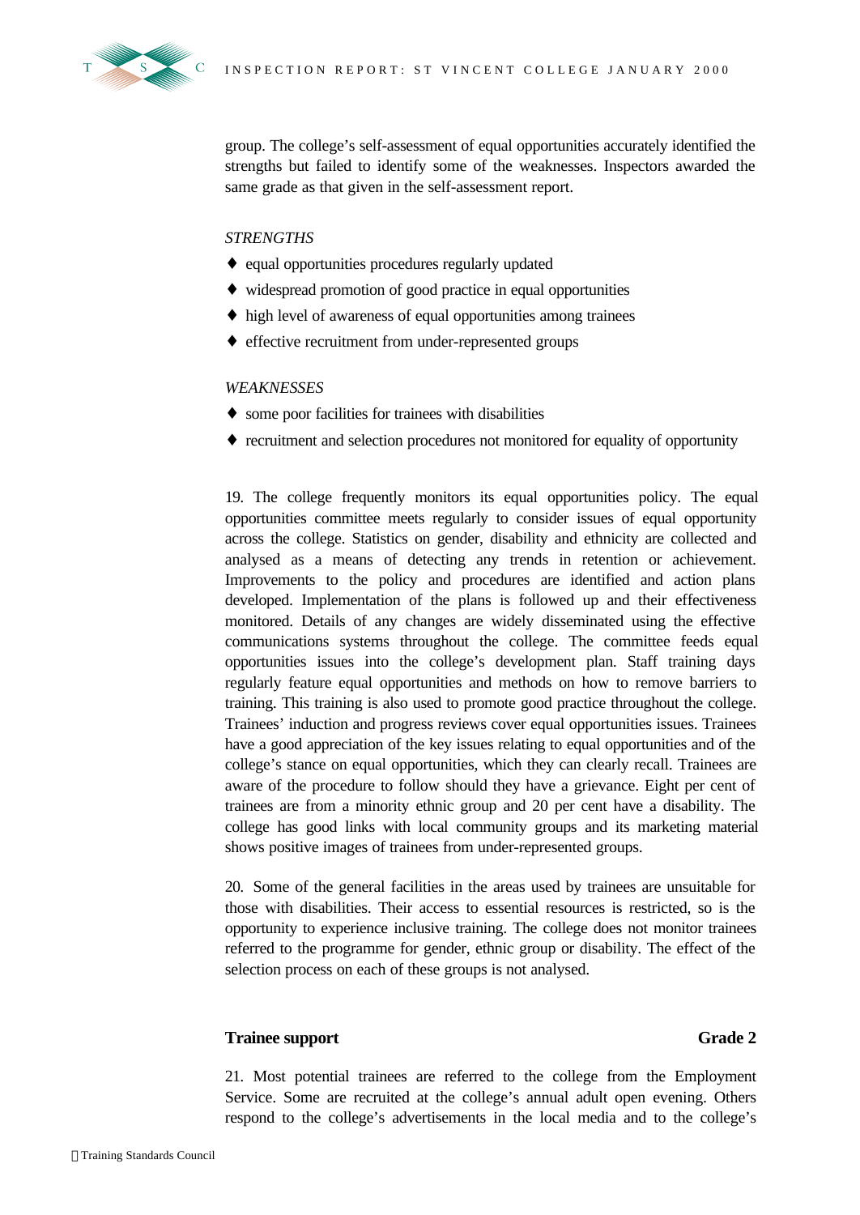group. The college's self-assessment of equal opportunities accurately identified the strengths but failed to identify some of the weaknesses. Inspectors awarded the same grade as that given in the self-assessment report.

*STRENGTHS*

- equal opportunities procedures regularly updated
- widespread promotion of good practice in equal opportunities
- high level of awareness of equal opportunities among trainees
- effective recruitment from under-represented groups

*WEAKNESSES*

- some poor facilities for trainees with disabilities
- recruitment and selection procedures not monitored for equality of opportunity

19. The college frequently monitors its equal opportunities policy. The equal opportunities committee meets regularly to consider issues of equal opportunity across the college. Statistics on gender, disability and ethnicity are collected and analysed as a means of detecting any trends in retention or achievement. Improvements to the policy and procedures are identified and action plans developed. Implementation of the plans is followed up and their effectiveness monitored. Details of any changes are widely disseminated using the effective communications systems throughout the college. The committee feeds equal opportunities issues into the college's development plan. Staff training days regularly feature equal opportunities and methods on how to remove barriers to training. This training is also used to promote good practice throughout the college. Trainees' induction and progress reviews cover equal opportunities issues. Trainees have a good appreciation of the key issues relating to equal opportunities and of the college's stance on equal opportunities, which they can clearly recall. Trainees are aware of the procedure to follow should they have a grievance. Eight per cent of trainees are from a minority ethnic group and 20 per cent have a disability. The college has good links with local community groups and its marketing material shows positive images of trainees from under-represented groups.

20. Some of the general facilities in the areas used by trainees are unsuitable for those with disabilities. Their access to essential resources is restricted, so is the opportunity to experience inclusive training. The college does not monitor trainees referred to the programme for gender, ethnic group or disability. The effect of the selection process on each of these groups is not analysed.

### Trainee support — Grade 2

21. Most potential trainees are referred to the college from the Employment Service. Some are recruited at the college's annual adult open evening. Others respond to the college's advertisements in the local media and to the college's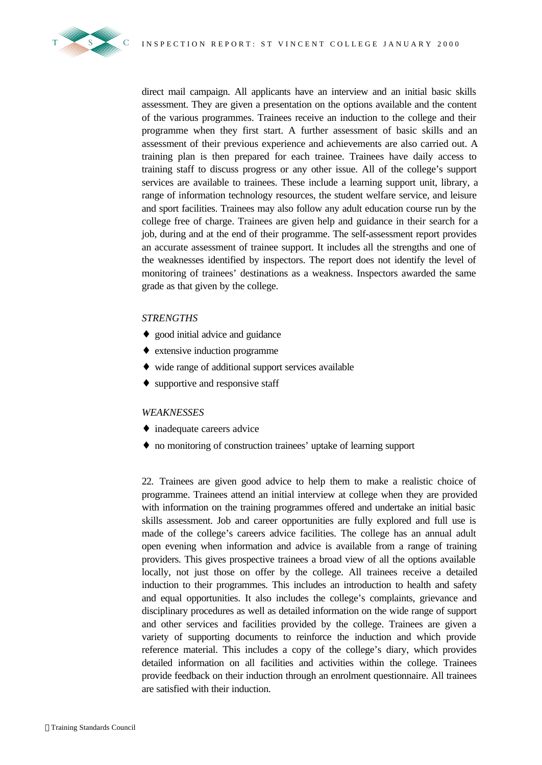direct mail campaign. All applicants have an interview and an initial basic skills assessment. They are given a presentation on the options available and the content of the various programmes. Trainees receive an induction to the college and their programme when they first start. A further assessment of basic skills and an assessment of their previous experience and achievements are also carried out. A training plan is then prepared for each trainee. Trainees have daily access to training staff to discuss progress or any other issue. All of the college's support services are available to trainees. These include a learning support unit, library, a range of information technology resources, the student welfare service, and leisure and sport facilities. Trainees may also follow any adult education course run by the college free of charge. Trainees are given help and guidance in their search for a job, during and at the end of their programme. The self-assessment report provides an accurate assessment of trainee support. It includes all the strengths and one of the weaknesses identified by inspectors. The report does not identify the level of monitoring of trainees' destinations as a weakness. Inspectors awarded the same grade as that given by the college.

*STRENGTHS*

- good initial advice and guidance
- extensive induction programme
- wide range of additional support services available
- supportive and responsive staff

*WEAKNESSES*

- inadequate careers advice
- no monitoring of construction trainees' uptake of learning support

22. Trainees are given good advice to help them to make a realistic choice of programme. Trainees attend an initial interview at college when they are provided with information on the training programmes offered and undertake an initial basic skills assessment. Job and career opportunities are fully explored and full use is made of the college's careers advice facilities. The college has an annual adult open evening when information and advice is available from a range of training providers. This gives prospective trainees a broad view of all the options available locally, not just those on offer by the college. All trainees receive a detailed induction to their programmes. This includes an introduction to health and safety and equal opportunities. It also includes the college's complaints, grievance and disciplinary procedures as well as detailed information on the wide range of support and other services and facilities provided by the college. Trainees are given a variety of supporting documents to reinforce the induction and which provide reference material. This includes a copy of the college's diary, which provides detailed information on all facilities and activities within the college. Trainees provide feedback on their induction through an enrolment questionnaire. All trainees are satisfied with their induction.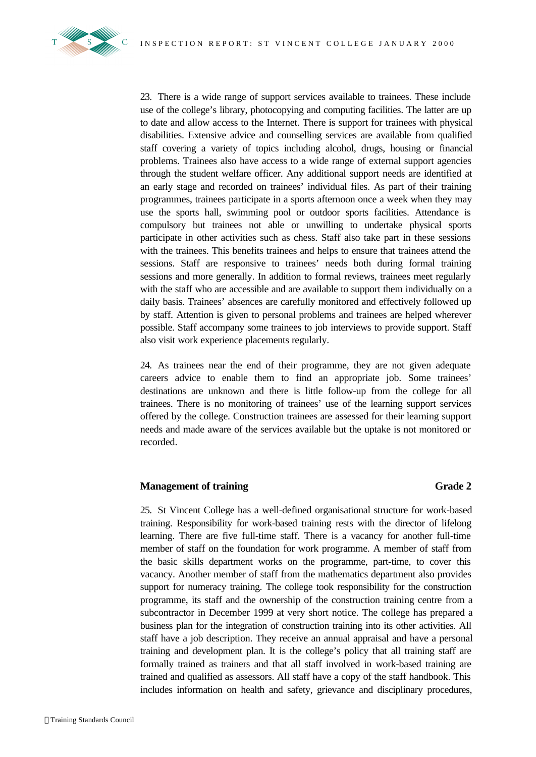23. There is a wide range of support services available to trainees. These include use of the college's library, photocopying and computing facilities. The latter are up to date and allow access to the Internet. There is support for trainees with physical disabilities. Extensive advice and counselling services are available from qualified staff covering a variety of topics including alcohol, drugs, housing or financial problems. Trainees also have access to a wide range of external support agencies through the student welfare officer. Any additional support needs are identified at an early stage and recorded on trainees' individual files. As part of their training programmes, trainees participate in a sports afternoon once a week when they may use the sports hall, swimming pool or outdoor sports facilities. Attendance is compulsory but trainees not able or unwilling to undertake physical sports participate in other activities such as chess. Staff also take part in these sessions with the trainees. This benefits trainees and helps to ensure that trainees attend the sessions. Staff are responsive to trainees' needs both during formal training sessions and more generally. In addition to formal reviews, trainees meet regularly with the staff who are accessible and are available to support them individually on a daily basis. Trainees' absences are carefully monitored and effectively followed up by staff. Attention is given to personal problems and trainees are helped wherever possible. Staff accompany some trainees to job interviews to provide support. Staff also visit work experience placements regularly.

24. As trainees near the end of their programme, they are not given adequate careers advice to enable them to find an appropriate job. Some trainees' destinations are unknown and there is little follow-up from the college for all trainees. There is no monitoring of trainees' use of the learning support services offered by the college. Construction trainees are assessed for their learning support needs and made aware of the services available but the uptake is not monitored or recorded.

## Management of training — Grade 2

25. St Vincent College has a well-defined organisational structure for work-based training. Responsibility for work-based training rests with the director of lifelong learning. There are five full-time staff. There is a vacancy for another full-time member of staff on the foundation for work programme. A member of staff from the basic skills department works on the programme, part-time, to cover this vacancy. Another member of staff from the mathematics department also provides support for numeracy training. The college took responsibility for the construction programme, its staff and the ownership of the construction training centre from a subcontractor in December 1999 at very short notice. The college has prepared a business plan for the integration of construction training into its other activities. All staff have a job description. They receive an annual appraisal and have a personal training and development plan. It is the college's policy that all training staff are formally trained as trainers and that all staff involved in work-based training are trained and qualified as assessors. All staff have a copy of the staff handbook. This includes information on health and safety, grievance and disciplinary procedures,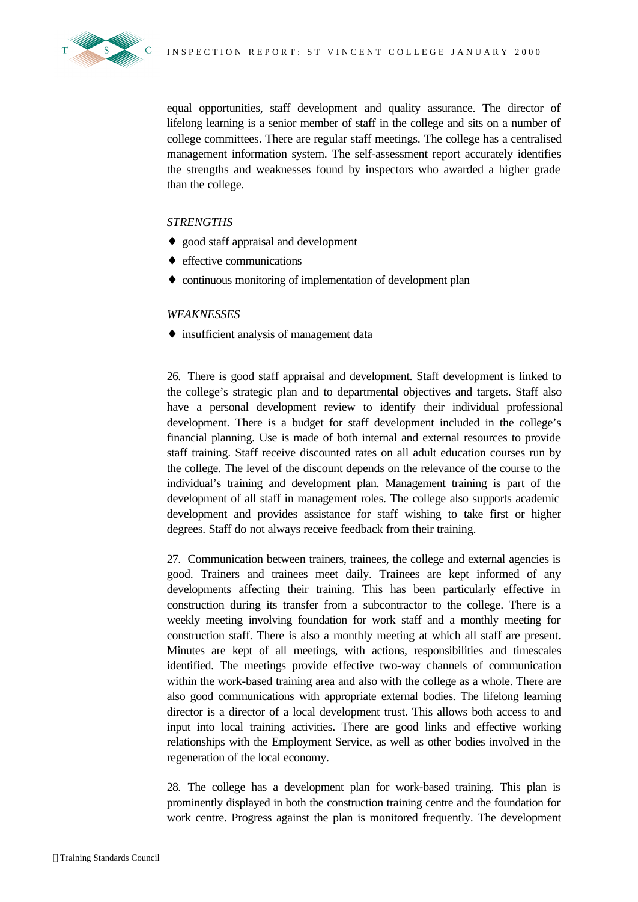equal opportunities, staff development and quality assurance. The director of lifelong learning is a senior member of staff in the college and sits on a number of college committees. There are regular staff meetings. The college has a centralised management information system. The self-assessment report accurately identifies the strengths and weaknesses found by inspectors who awarded a higher grade than the college.

*STRENGTHS*

- good staff appraisal and development
- effective communications
- continuous monitoring of implementation of development plan

*WEAKNESSES*

- insufficient analysis of management data

26. There is good staff appraisal and development. Staff development is linked to the college's strategic plan and to departmental objectives and targets. Staff also have a personal development review to identify their individual professional development. There is a budget for staff development included in the college's financial planning. Use is made of both internal and external resources to provide staff training. Staff receive discounted rates on all adult education courses run by the college. The level of the discount depends on the relevance of the course to the individual's training and development plan. Management training is part of the development of all staff in management roles. The college also supports academic development and provides assistance for staff wishing to take first or higher degrees. Staff do not always receive feedback from their training.

27. Communication between trainers, trainees, the college and external agencies is good. Trainers and trainees meet daily. Trainees are kept informed of any developments affecting their training. This has been particularly effective in construction during its transfer from a subcontractor to the college. There is a weekly meeting involving foundation for work staff and a monthly meeting for construction staff. There is also a monthly meeting at which all staff are present. Minutes are kept of all meetings, with actions, responsibilities and timescales identified. The meetings provide effective two-way channels of communication within the work-based training area and also with the college as a whole. There are also good communications with appropriate external bodies. The lifelong learning director is a director of a local development trust. This allows both access to and input into local training activities. There are good links and effective working relationships with the Employment Service, as well as other bodies involved in the regeneration of the local economy.

28. The college has a development plan for work-based training. This plan is prominently displayed in both the construction training centre and the foundation for work centre. Progress against the plan is monitored frequently. The development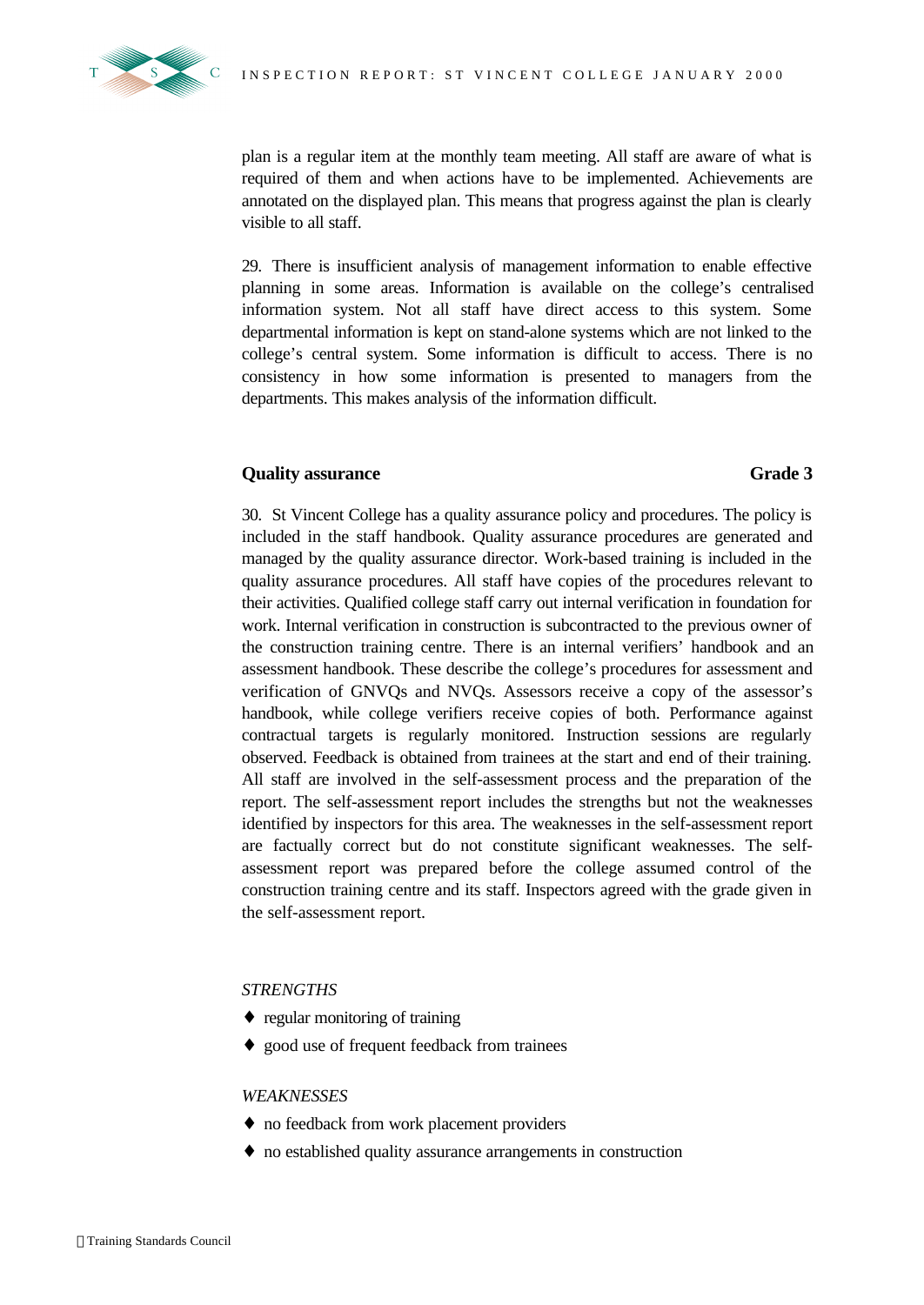plan is a regular item at the monthly team meeting. All staff are aware of what is required of them and when actions have to be implemented. Achievements are annotated on the displayed plan. This means that progress against the plan is clearly visible to all staff.

29. There is insufficient analysis of management information to enable effective planning in some areas. Information is available on the college's centralised information system. Not all staff have direct access to this system. Some departmental information is kept on stand-alone systems which are not linked to the college's central system. Some information is difficult to access. There is no consistency in how some information is presented to managers from the departments. This makes analysis of the information difficult.

### Quality assurance — Grade 3

30. St Vincent College has a quality assurance policy and procedures. The policy is included in the staff handbook. Quality assurance procedures are generated and managed by the quality assurance director. Work-based training is included in the quality assurance procedures. All staff have copies of the procedures relevant to their activities. Qualified college staff carry out internal verification in foundation for work. Internal verification in construction is subcontracted to the previous owner of the construction training centre. There is an internal verifiers' handbook and an assessment handbook. These describe the college's procedures for assessment and verification of GNVQs and NVQs. Assessors receive a copy of the assessor's handbook, while college verifiers receive copies of both. Performance against contractual targets is regularly monitored. Instruction sessions are regularly observed. Feedback is obtained from trainees at the start and end of their training. All staff are involved in the self-assessment process and the preparation of the report. The self-assessment report includes the strengths but not the weaknesses identified by inspectors for this area. The weaknesses in the self-assessment report are factually correct but do not constitute significant weaknesses. The self-assessment report was prepared before the college assumed control of the construction training centre and its staff. Inspectors agreed with the grade given in the self-assessment report.

*STRENGTHS*

- regular monitoring of training
- good use of frequent feedback from trainees

*WEAKNESSES*

- no feedback from work placement providers
- no established quality assurance arrangements in construction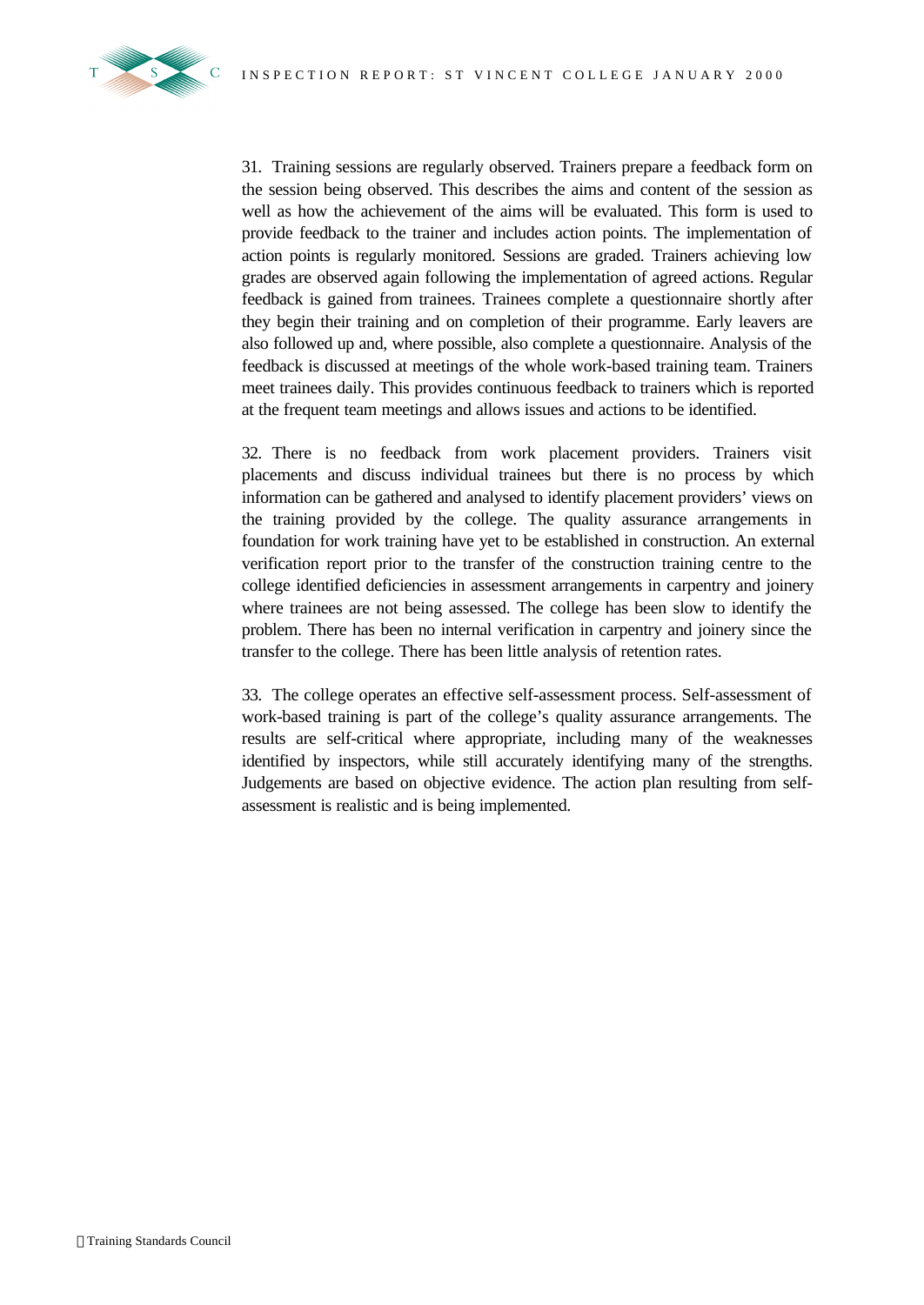31. Training sessions are regularly observed. Trainers prepare a feedback form on the session being observed. This describes the aims and content of the session as well as how the achievement of the aims will be evaluated. This form is used to provide feedback to the trainer and includes action points. The implementation of action points is regularly monitored. Sessions are graded. Trainers achieving low grades are observed again following the implementation of agreed actions. Regular feedback is gained from trainees. Trainees complete a questionnaire shortly after they begin their training and on completion of their programme. Early leavers are also followed up and, where possible, also complete a questionnaire. Analysis of the feedback is discussed at meetings of the whole work-based training team. Trainers meet trainees daily. This provides continuous feedback to trainers which is reported at the frequent team meetings and allows issues and actions to be identified.

32. There is no feedback from work placement providers. Trainers visit placements and discuss individual trainees but there is no process by which information can be gathered and analysed to identify placement providers' views on the training provided by the college. The quality assurance arrangements in foundation for work training have yet to be established in construction. An external verification report prior to the transfer of the construction training centre to the college identified deficiencies in assessment arrangements in carpentry and joinery where trainees are not being assessed. The college has been slow to identify the problem. There has been no internal verification in carpentry and joinery since the transfer to the college. There has been little analysis of retention rates.

33. The college operates an effective self-assessment process. Self-assessment of work-based training is part of the college's quality assurance arrangements. The results are self-critical where appropriate, including many of the weaknesses identified by inspectors, while still accurately identifying many of the strengths. Judgements are based on objective evidence. The action plan resulting from self-assessment is realistic and is being implemented.